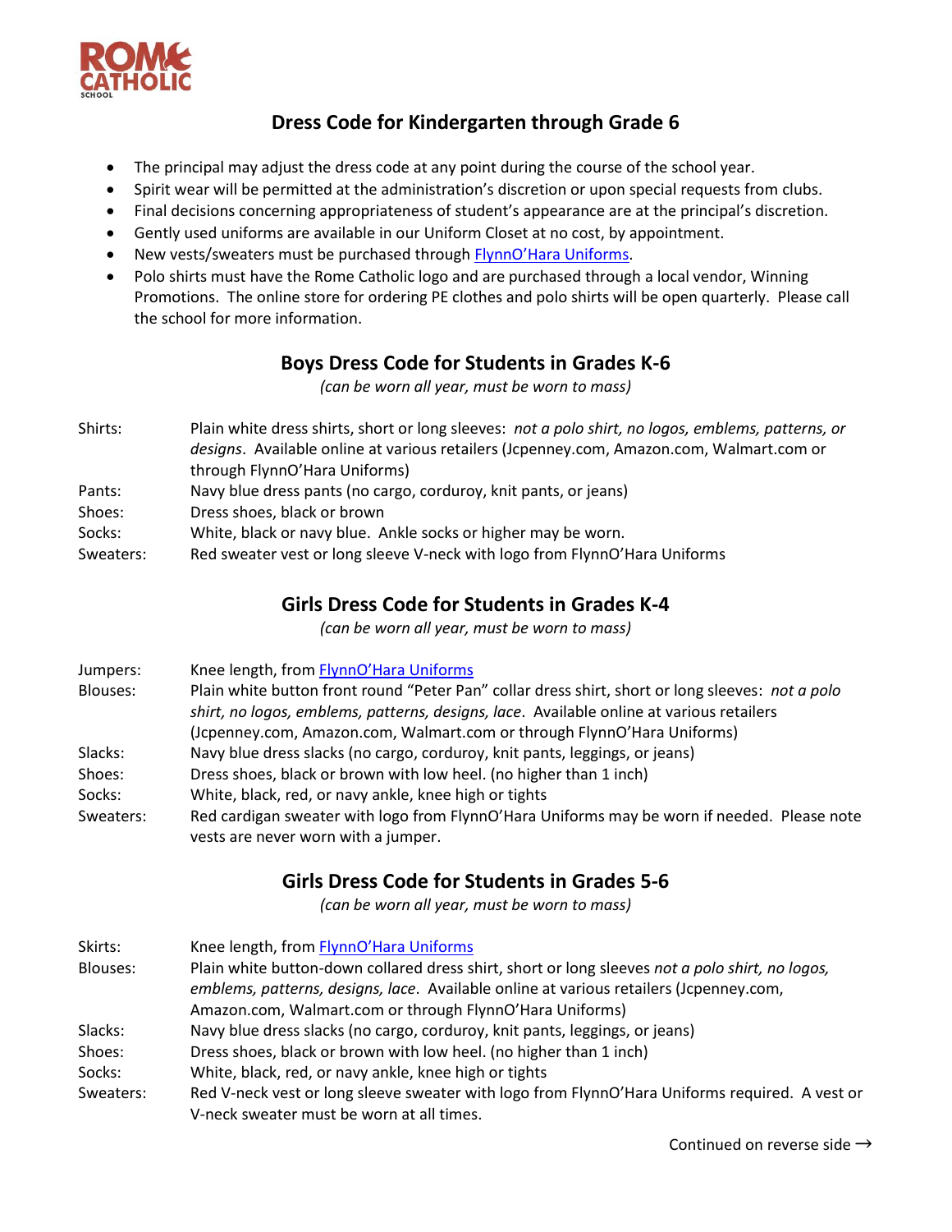# Dress Code for Kindergarten through Grade 6

- The principal may adjust the dress code at any point during the course of the school year.
- Spirit wear will be permitted at the administration's discretion or upon special requests from clubs.
- Final decisions concerning appropriateness of student's appearance are at the principal's discretion.
- Gently used uniforms are available in our Uniform Closet at no cost, by appointment.
- New vests/sweaters must be purchased through FlynnO'Hara Uniforms.
- Polo shirts must have the Rome Catholic logo and are purchased through a local vendor, Winning Promotions. The online store for ordering PE clothes and polo shirts will be open quarterly. Please call the school for more information.

## Boys Dress Code for Students in Grades K-6

*(can be worn all year, must be worn to mass)*

Shirts: Plain white dress shirts, short or long sleeves: *not a polo shirt, no logos, emblems, patterns, or designs*. Available online at various retailers (Jcpenney.com, Amazon.com, Walmart.com or through FlynnO'Hara Uniforms)

Pants: Navy blue dress pants (no cargo, corduroy, knit pants, or jeans)

Shoes: Dress shoes, black or brown

Socks: White, black or navy blue. Ankle socks or higher may be worn.

Sweaters: Red sweater vest or long sleeve V-neck with logo from FlynnO'Hara Uniforms

## Girls Dress Code for Students in Grades K-4

*(can be worn all year, must be worn to mass)*

Jumpers: Knee length, from FlynnO'Hara Uniforms

Blouses: Plain white button front round "Peter Pan" collar dress shirt, short or long sleeves: *not a polo shirt, no logos, emblems, patterns, designs, lace*. Available online at various retailers (Jcpenney.com, Amazon.com, Walmart.com or through FlynnO'Hara Uniforms)

Slacks: Navy blue dress slacks (no cargo, corduroy, knit pants, leggings, or jeans)

Shoes: Dress shoes, black or brown with low heel. (no higher than 1 inch)

Socks: White, black, red, or navy ankle, knee high or tights

Sweaters: Red cardigan sweater with logo from FlynnO'Hara Uniforms may be worn if needed. Please note vests are never worn with a jumper.

## Girls Dress Code for Students in Grades 5-6

*(can be worn all year, must be worn to mass)*

Skirts: Knee length, from FlynnO'Hara Uniforms

Blouses: Plain white button-down collared dress shirt, short or long sleeves *not a polo shirt, no logos, emblems, patterns, designs, lace*. Available online at various retailers (Jcpenney.com, Amazon.com, Walmart.com or through FlynnO'Hara Uniforms)

Slacks: Navy blue dress slacks (no cargo, corduroy, knit pants, leggings, or jeans)

Shoes: Dress shoes, black or brown with low heel. (no higher than 1 inch)

Socks: White, black, red, or navy ankle, knee high or tights

Sweaters: Red V-neck vest or long sleeve sweater with logo from FlynnO'Hara Uniforms required. A vest or V-neck sweater must be worn at all times.

Continued on reverse side →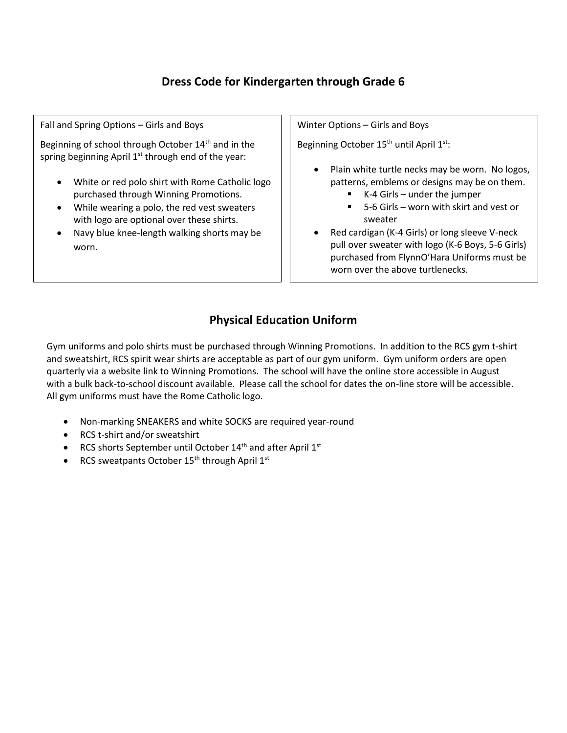## Dress Code for Kindergarten through Grade 6

Fall and Spring Options – Girls and Boys

Beginning of school through October 14th and in the spring beginning April 1st through end of the year:

- White or red polo shirt with Rome Catholic logo purchased through Winning Promotions.
- While wearing a polo, the red vest sweaters with logo are optional over these shirts.
- Navy blue knee-length walking shorts may be worn.

Winter Options – Girls and Boys

Beginning October 15th until April 1st:

- Plain white turtle necks may be worn. No logos, patterns, emblems or designs may be on them.
  - K-4 Girls – under the jumper
  - 5-6 Girls – worn with skirt and vest or sweater
- Red cardigan (K-4 Girls) or long sleeve V-neck pull over sweater with logo (K-6 Boys, 5-6 Girls) purchased from FlynnO'Hara Uniforms must be worn over the above turtlenecks.

## Physical Education Uniform

Gym uniforms and polo shirts must be purchased through Winning Promotions. In addition to the RCS gym t-shirt and sweatshirt, RCS spirit wear shirts are acceptable as part of our gym uniform. Gym uniform orders are open quarterly via a website link to Winning Promotions. The school will have the online store accessible in August with a bulk back-to-school discount available. Please call the school for dates the on-line store will be accessible. All gym uniforms must have the Rome Catholic logo.

- Non-marking SNEAKERS and white SOCKS are required year-round
- RCS t-shirt and/or sweatshirt
- RCS shorts September until October 14th and after April 1st
- RCS sweatpants October 15th through April 1st